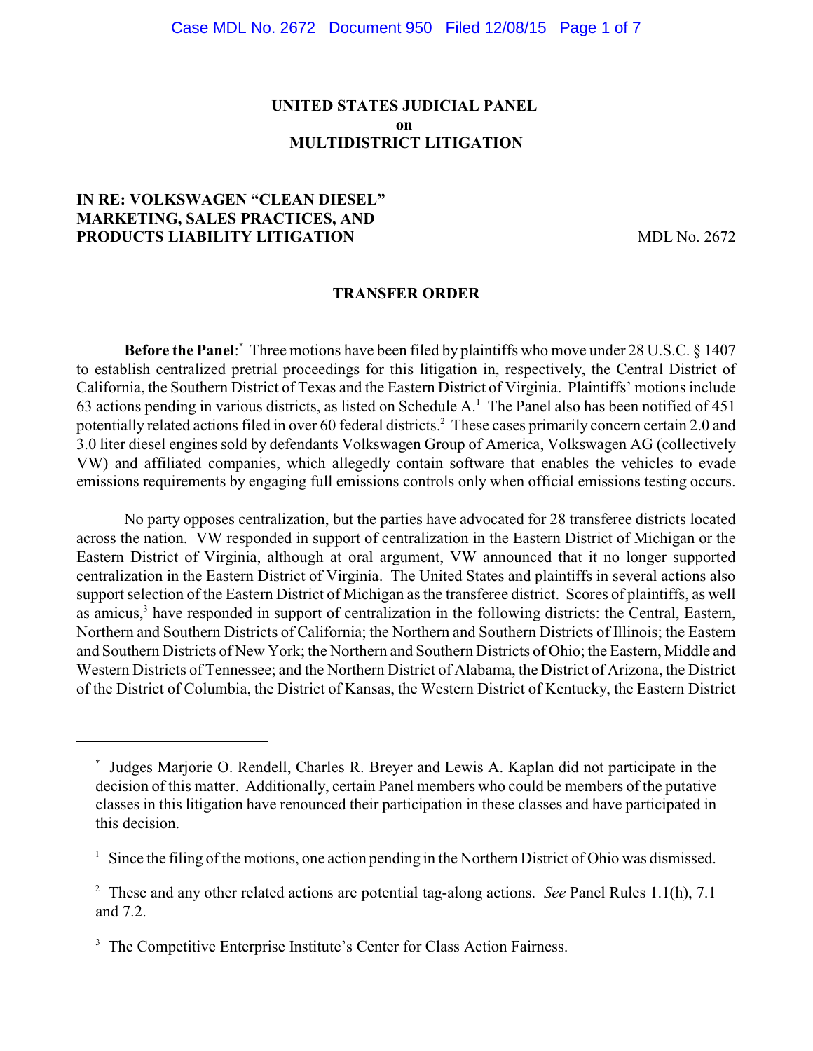# UNITED STATES JUDICIAL PANEL on MULTIDISTRICT LITIGATION

**IN RE: VOLKSWAGEN "CLEAN DIESEL" MARKETING, SALES PRACTICES, AND PRODUCTS LIABILITY LITIGATION** MDL No. 2672

## TRANSFER ORDER

**Before the Panel**:* Three motions have been filed by plaintiffs who move under 28 U.S.C. § 1407 to establish centralized pretrial proceedings for this litigation in, respectively, the Central District of California, the Southern District of Texas and the Eastern District of Virginia. Plaintiffs' motions include 63 actions pending in various districts, as listed on Schedule A.[1] The Panel also has been notified of 451 potentially related actions filed in over 60 federal districts.[2] These cases primarily concern certain 2.0 and 3.0 liter diesel engines sold by defendants Volkswagen Group of America, Volkswagen AG (collectively VW) and affiliated companies, which allegedly contain software that enables the vehicles to evade emissions requirements by engaging full emissions controls only when official emissions testing occurs.

No party opposes centralization, but the parties have advocated for 28 transferee districts located across the nation. VW responded in support of centralization in the Eastern District of Michigan or the Eastern District of Virginia, although at oral argument, VW announced that it no longer supported centralization in the Eastern District of Virginia. The United States and plaintiffs in several actions also support selection of the Eastern District of Michigan as the transferee district. Scores of plaintiffs, as well as amicus,[3] have responded in support of centralization in the following districts: the Central, Eastern, Northern and Southern Districts of California; the Northern and Southern Districts of Illinois; the Eastern and Southern Districts of New York; the Northern and Southern Districts of Ohio; the Eastern, Middle and Western Districts of Tennessee; and the Northern District of Alabama, the District of Arizona, the District of the District of Columbia, the District of Kansas, the Western District of Kentucky, the Eastern District

---

\* Judges Marjorie O. Rendell, Charles R. Breyer and Lewis A. Kaplan did not participate in the decision of this matter. Additionally, certain Panel members who could be members of the putative classes in this litigation have renounced their participation in these classes and have participated in this decision.

[1] Since the filing of the motions, one action pending in the Northern District of Ohio was dismissed.

[2] These and any other related actions are potential tag-along actions. *See* Panel Rules 1.1(h), 7.1 and 7.2.

[3] The Competitive Enterprise Institute's Center for Class Action Fairness.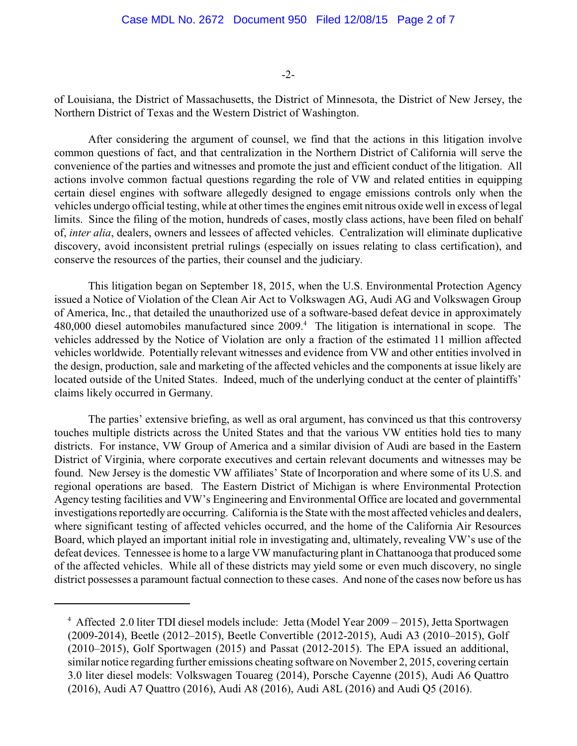of Louisiana, the District of Massachusetts, the District of Minnesota, the District of New Jersey, the Northern District of Texas and the Western District of Washington.

After considering the argument of counsel, we find that the actions in this litigation involve common questions of fact, and that centralization in the Northern District of California will serve the convenience of the parties and witnesses and promote the just and efficient conduct of the litigation. All actions involve common factual questions regarding the role of VW and related entities in equipping certain diesel engines with software allegedly designed to engage emissions controls only when the vehicles undergo official testing, while at other times the engines emit nitrous oxide well in excess of legal limits. Since the filing of the motion, hundreds of cases, mostly class actions, have been filed on behalf of, *inter alia*, dealers, owners and lessees of affected vehicles. Centralization will eliminate duplicative discovery, avoid inconsistent pretrial rulings (especially on issues relating to class certification), and conserve the resources of the parties, their counsel and the judiciary.

This litigation began on September 18, 2015, when the U.S. Environmental Protection Agency issued a Notice of Violation of the Clean Air Act to Volkswagen AG, Audi AG and Volkswagen Group of America, Inc., that detailed the unauthorized use of a software-based defeat device in approximately 480,000 diesel automobiles manufactured since 2009.[4] The litigation is international in scope. The vehicles addressed by the Notice of Violation are only a fraction of the estimated 11 million affected vehicles worldwide. Potentially relevant witnesses and evidence from VW and other entities involved in the design, production, sale and marketing of the affected vehicles and the components at issue likely are located outside of the United States. Indeed, much of the underlying conduct at the center of plaintiffs' claims likely occurred in Germany.

The parties' extensive briefing, as well as oral argument, has convinced us that this controversy touches multiple districts across the United States and that the various VW entities hold ties to many districts. For instance, VW Group of America and a similar division of Audi are based in the Eastern District of Virginia, where corporate executives and certain relevant documents and witnesses may be found. New Jersey is the domestic VW affiliates' State of Incorporation and where some of its U.S. and regional operations are based. The Eastern District of Michigan is where Environmental Protection Agency testing facilities and VW's Engineering and Environmental Office are located and governmental investigations reportedly are occurring. California is the State with the most affected vehicles and dealers, where significant testing of affected vehicles occurred, and the home of the California Air Resources Board, which played an important initial role in investigating and, ultimately, revealing VW's use of the defeat devices. Tennessee is home to a large VW manufacturing plant in Chattanooga that produced some of the affected vehicles. While all of these districts may yield some or even much discovery, no single district possesses a paramount factual connection to these cases. And none of the cases now before us has

[4] Affected 2.0 liter TDI diesel models include: Jetta (Model Year 2009 – 2015), Jetta Sportwagen (2009-2014), Beetle (2012–2015), Beetle Convertible (2012-2015), Audi A3 (2010–2015), Golf (2010–2015), Golf Sportwagen (2015) and Passat (2012-2015). The EPA issued an additional, similar notice regarding further emissions cheating software on November 2, 2015, covering certain 3.0 liter diesel models: Volkswagen Touareg (2014), Porsche Cayenne (2015), Audi A6 Quattro (2016), Audi A7 Quattro (2016), Audi A8 (2016), Audi A8L (2016) and Audi Q5 (2016).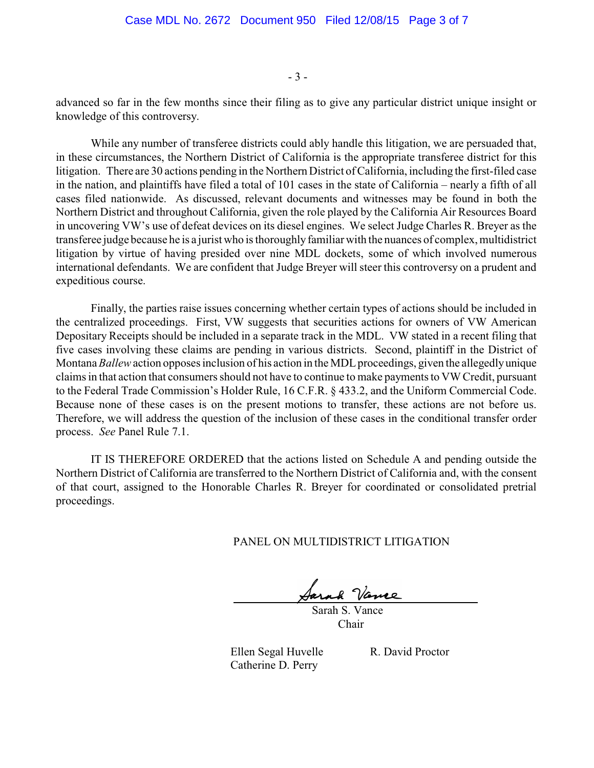advanced so far in the few months since their filing as to give any particular district unique insight or knowledge of this controversy.

While any number of transferee districts could ably handle this litigation, we are persuaded that, in these circumstances, the Northern District of California is the appropriate transferee district for this litigation. There are 30 actions pending in the Northern District of California, including the first-filed case in the nation, and plaintiffs have filed a total of 101 cases in the state of California – nearly a fifth of all cases filed nationwide. As discussed, relevant documents and witnesses may be found in both the Northern District and throughout California, given the role played by the California Air Resources Board in uncovering VW's use of defeat devices on its diesel engines. We select Judge Charles R. Breyer as the transferee judge because he is a jurist who is thoroughly familiar with the nuances of complex, multidistrict litigation by virtue of having presided over nine MDL dockets, some of which involved numerous international defendants. We are confident that Judge Breyer will steer this controversy on a prudent and expeditious course.

Finally, the parties raise issues concerning whether certain types of actions should be included in the centralized proceedings. First, VW suggests that securities actions for owners of VW American Depositary Receipts should be included in a separate track in the MDL. VW stated in a recent filing that five cases involving these claims are pending in various districts. Second, plaintiff in the District of Montana *Ballew* action opposes inclusion of his action in the MDL proceedings, given the allegedly unique claims in that action that consumers should not have to continue to make payments to VW Credit, pursuant to the Federal Trade Commission's Holder Rule, 16 C.F.R. § 433.2, and the Uniform Commercial Code. Because none of these cases is on the present motions to transfer, these actions are not before us. Therefore, we will address the question of the inclusion of these cases in the conditional transfer order process. *See* Panel Rule 7.1.

IT IS THEREFORE ORDERED that the actions listed on Schedule A and pending outside the Northern District of California are transferred to the Northern District of California and, with the consent of that court, assigned to the Honorable Charles R. Breyer for coordinated or consolidated pretrial proceedings.

PANEL ON MULTIDISTRICT LITIGATION

Sarah S. Vance
Chair

Ellen Segal Huvelle
Catherine D. Perry
R. David Proctor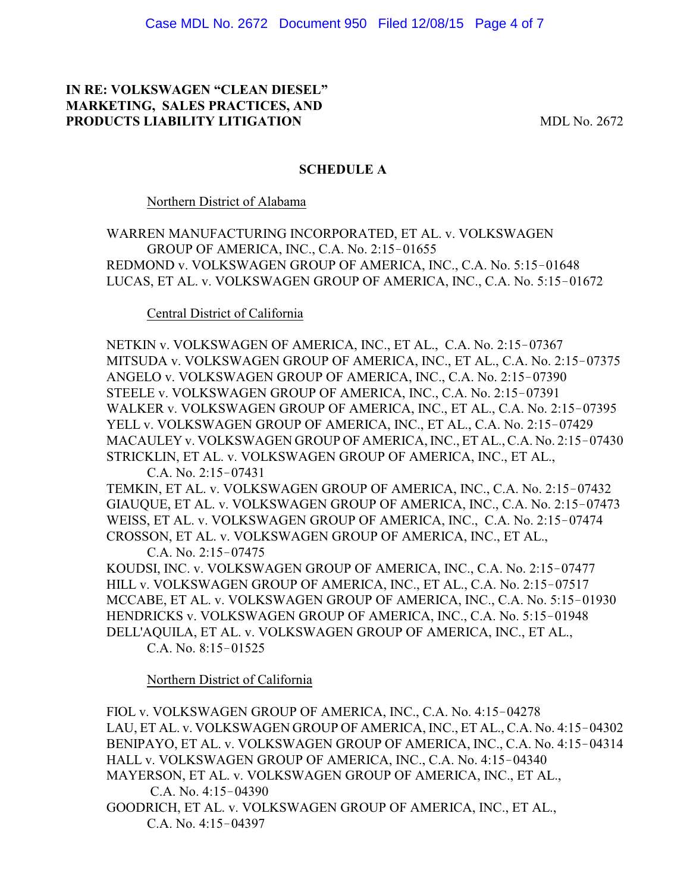**IN RE: VOLKSWAGEN "CLEAN DIESEL" MARKETING, SALES PRACTICES, AND PRODUCTS LIABILITY LITIGATION** MDL No. 2672

## SCHEDULE A

Northern District of Alabama

WARREN MANUFACTURING INCORPORATED, ET AL. v. VOLKSWAGEN GROUP OF AMERICA, INC., C.A. No. 2:15‑01655
REDMOND v. VOLKSWAGEN GROUP OF AMERICA, INC., C.A. No. 5:15‑01648
LUCAS, ET AL. v. VOLKSWAGEN GROUP OF AMERICA, INC., C.A. No. 5:15‑01672

Central District of California

NETKIN v. VOLKSWAGEN OF AMERICA, INC., ET AL., C.A. No. 2:15‑07367
MITSUDA v. VOLKSWAGEN GROUP OF AMERICA, INC., ET AL., C.A. No. 2:15‑07375
ANGELO v. VOLKSWAGEN GROUP OF AMERICA, INC., C.A. No. 2:15‑07390
STEELE v. VOLKSWAGEN GROUP OF AMERICA, INC., C.A. No. 2:15‑07391
WALKER v. VOLKSWAGEN GROUP OF AMERICA, INC., ET AL., C.A. No. 2:15‑07395
YELL v. VOLKSWAGEN GROUP OF AMERICA, INC., ET AL., C.A. No. 2:15‑07429
MACAULEY v. VOLKSWAGEN GROUP OF AMERICA, INC., ET AL., C.A. No. 2:15‑07430
STRICKLIN, ET AL. v. VOLKSWAGEN GROUP OF AMERICA, INC., ET AL., C.A. No. 2:15‑07431
TEMKIN, ET AL. v. VOLKSWAGEN GROUP OF AMERICA, INC., C.A. No. 2:15‑07432
GIAUQUE, ET AL. v. VOLKSWAGEN GROUP OF AMERICA, INC., C.A. No. 2:15‑07473
WEISS, ET AL. v. VOLKSWAGEN GROUP OF AMERICA, INC., C.A. No. 2:15‑07474
CROSSON, ET AL. v. VOLKSWAGEN GROUP OF AMERICA, INC., ET AL., C.A. No. 2:15‑07475
KOUDSI, INC. v. VOLKSWAGEN GROUP OF AMERICA, INC., C.A. No. 2:15‑07477
HILL v. VOLKSWAGEN GROUP OF AMERICA, INC., ET AL., C.A. No. 2:15‑07517
MCCABE, ET AL. v. VOLKSWAGEN GROUP OF AMERICA, INC., C.A. No. 5:15‑01930
HENDRICKS v. VOLKSWAGEN GROUP OF AMERICA, INC., C.A. No. 5:15‑01948
DELL'AQUILA, ET AL. v. VOLKSWAGEN GROUP OF AMERICA, INC., ET AL., C.A. No. 8:15‑01525

Northern District of California

FIOL v. VOLKSWAGEN GROUP OF AMERICA, INC., C.A. No. 4:15‑04278
LAU, ET AL. v. VOLKSWAGEN GROUP OF AMERICA, INC., ET AL., C.A. No. 4:15‑04302
BENIPAYO, ET AL. v. VOLKSWAGEN GROUP OF AMERICA, INC., C.A. No. 4:15‑04314
HALL v. VOLKSWAGEN GROUP OF AMERICA, INC., C.A. No. 4:15‑04340
MAYERSON, ET AL. v. VOLKSWAGEN GROUP OF AMERICA, INC., ET AL., C.A. No. 4:15‑04390
GOODRICH, ET AL. v. VOLKSWAGEN GROUP OF AMERICA, INC., ET AL., C.A. No. 4:15‑04397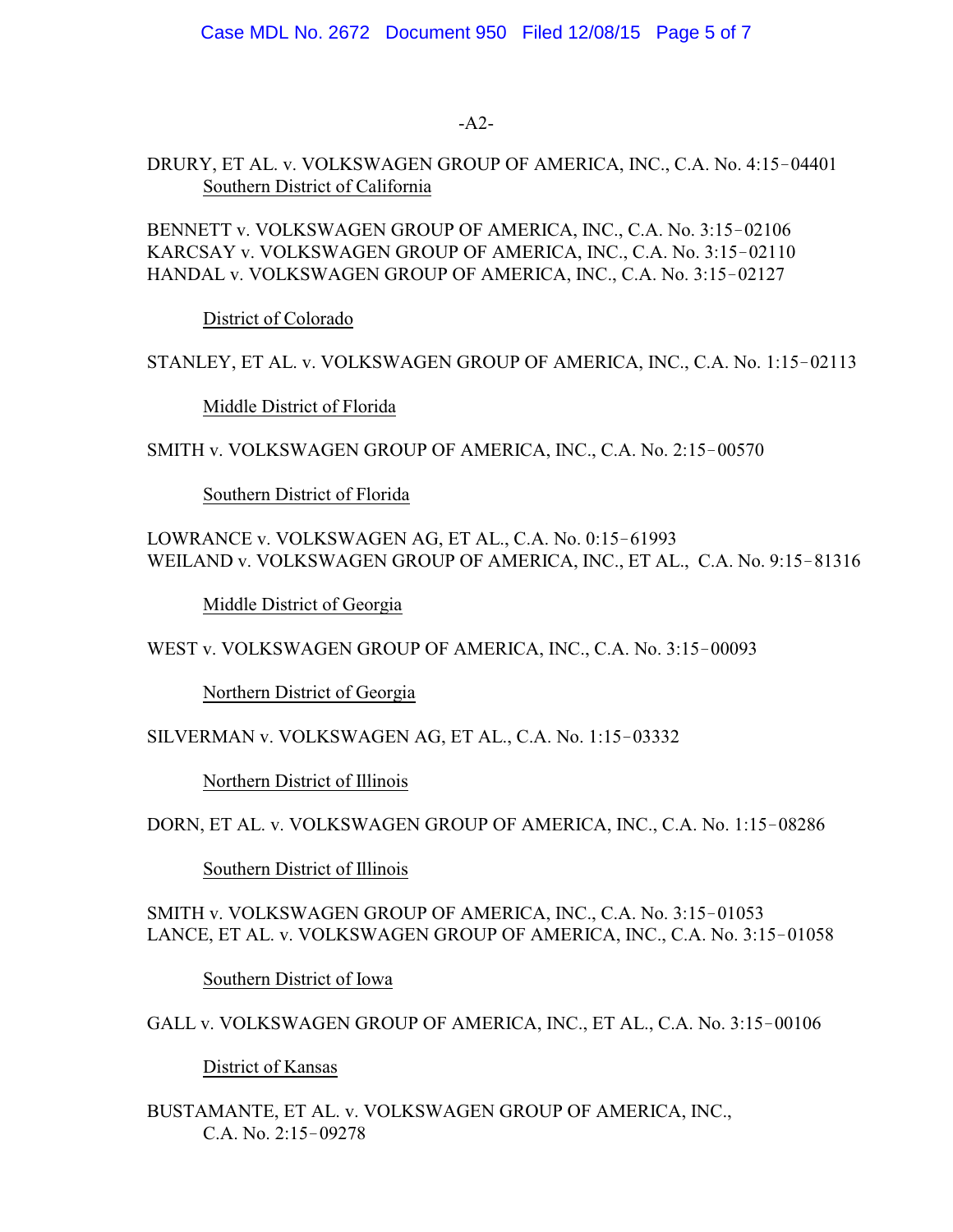-A2-

DRURY, ET AL. v. VOLKSWAGEN GROUP OF AMERICA, INC., C.A. No. 4:15-04401

Southern District of California

BENNETT v. VOLKSWAGEN GROUP OF AMERICA, INC., C.A. No. 3:15-02106
KARCSAY v. VOLKSWAGEN GROUP OF AMERICA, INC., C.A. No. 3:15-02110
HANDAL v. VOLKSWAGEN GROUP OF AMERICA, INC., C.A. No. 3:15-02127

District of Colorado

STANLEY, ET AL. v. VOLKSWAGEN GROUP OF AMERICA, INC., C.A. No. 1:15-02113

Middle District of Florida

SMITH v. VOLKSWAGEN GROUP OF AMERICA, INC., C.A. No. 2:15-00570

Southern District of Florida

LOWRANCE v. VOLKSWAGEN AG, ET AL., C.A. No. 0:15-61993
WEILAND v. VOLKSWAGEN GROUP OF AMERICA, INC., ET AL., C.A. No. 9:15-81316

Middle District of Georgia

WEST v. VOLKSWAGEN GROUP OF AMERICA, INC., C.A. No. 3:15-00093

Northern District of Georgia

SILVERMAN v. VOLKSWAGEN AG, ET AL., C.A. No. 1:15-03332

Northern District of Illinois

DORN, ET AL. v. VOLKSWAGEN GROUP OF AMERICA, INC., C.A. No. 1:15-08286

Southern District of Illinois

SMITH v. VOLKSWAGEN GROUP OF AMERICA, INC., C.A. No. 3:15-01053
LANCE, ET AL. v. VOLKSWAGEN GROUP OF AMERICA, INC., C.A. No. 3:15-01058

Southern District of Iowa

GALL v. VOLKSWAGEN GROUP OF AMERICA, INC., ET AL., C.A. No. 3:15-00106

District of Kansas

BUSTAMANTE, ET AL. v. VOLKSWAGEN GROUP OF AMERICA, INC., C.A. No. 2:15-09278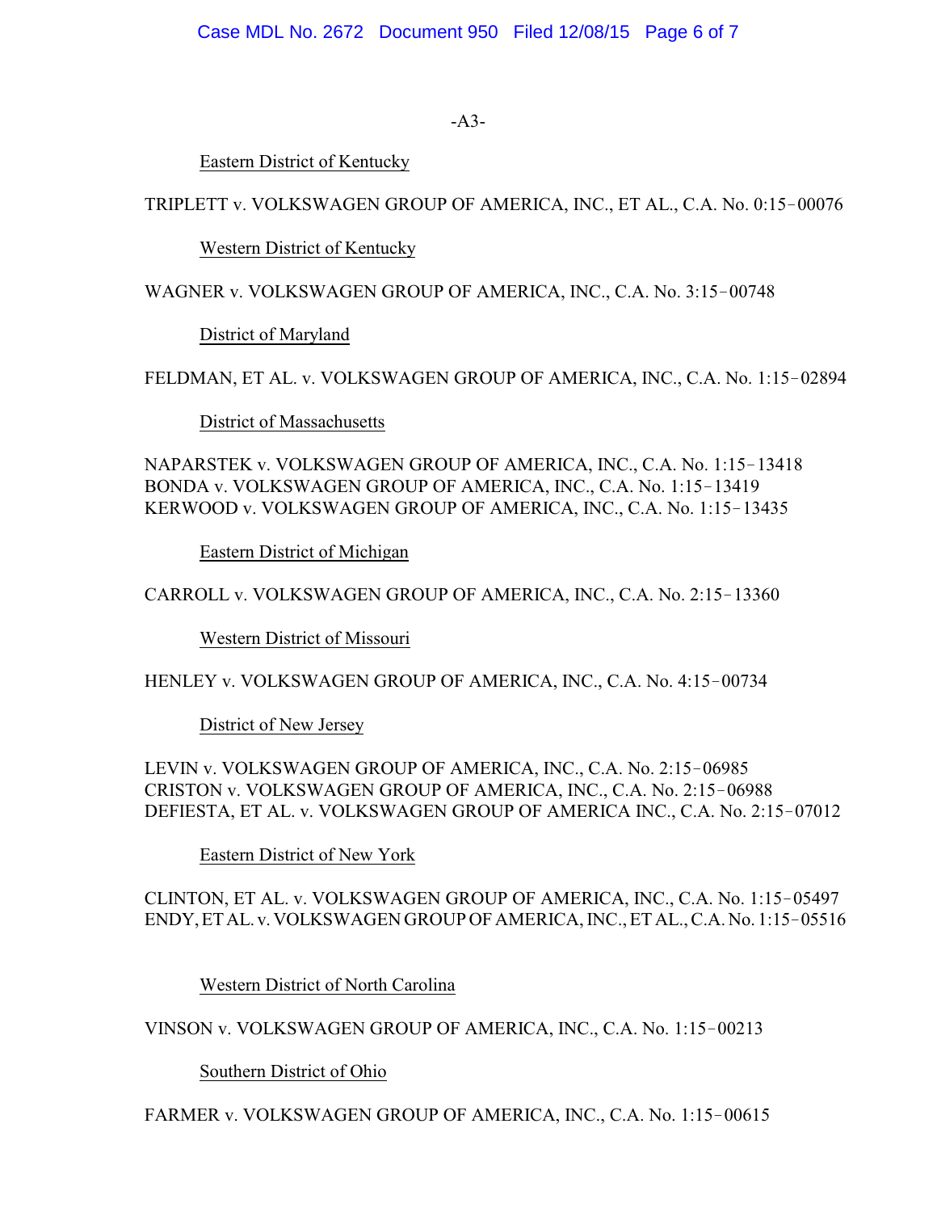-A3-

Eastern District of Kentucky

TRIPLETT v. VOLKSWAGEN GROUP OF AMERICA, INC., ET AL., C.A. No. 0:15‑00076

Western District of Kentucky

WAGNER v. VOLKSWAGEN GROUP OF AMERICA, INC., C.A. No. 3:15‑00748

District of Maryland

FELDMAN, ET AL. v. VOLKSWAGEN GROUP OF AMERICA, INC., C.A. No. 1:15‑02894

District of Massachusetts

NAPARSTEK v. VOLKSWAGEN GROUP OF AMERICA, INC., C.A. No. 1:15‑13418
BONDA v. VOLKSWAGEN GROUP OF AMERICA, INC., C.A. No. 1:15‑13419
KERWOOD v. VOLKSWAGEN GROUP OF AMERICA, INC., C.A. No. 1:15‑13435

Eastern District of Michigan

CARROLL v. VOLKSWAGEN GROUP OF AMERICA, INC., C.A. No. 2:15‑13360

Western District of Missouri

HENLEY v. VOLKSWAGEN GROUP OF AMERICA, INC., C.A. No. 4:15‑00734

District of New Jersey

LEVIN v. VOLKSWAGEN GROUP OF AMERICA, INC., C.A. No. 2:15‑06985
CRISTON v. VOLKSWAGEN GROUP OF AMERICA, INC., C.A. No. 2:15‑06988
DEFIESTA, ET AL. v. VOLKSWAGEN GROUP OF AMERICA INC., C.A. No. 2:15‑07012

Eastern District of New York

CLINTON, ET AL. v. VOLKSWAGEN GROUP OF AMERICA, INC., C.A. No. 1:15‑05497
ENDY, ET AL. v. VOLKSWAGEN GROUP OF AMERICA, INC., ET AL., C.A. No. 1:15‑05516

Western District of North Carolina

VINSON v. VOLKSWAGEN GROUP OF AMERICA, INC., C.A. No. 1:15‑00213

Southern District of Ohio

FARMER v. VOLKSWAGEN GROUP OF AMERICA, INC., C.A. No. 1:15‑00615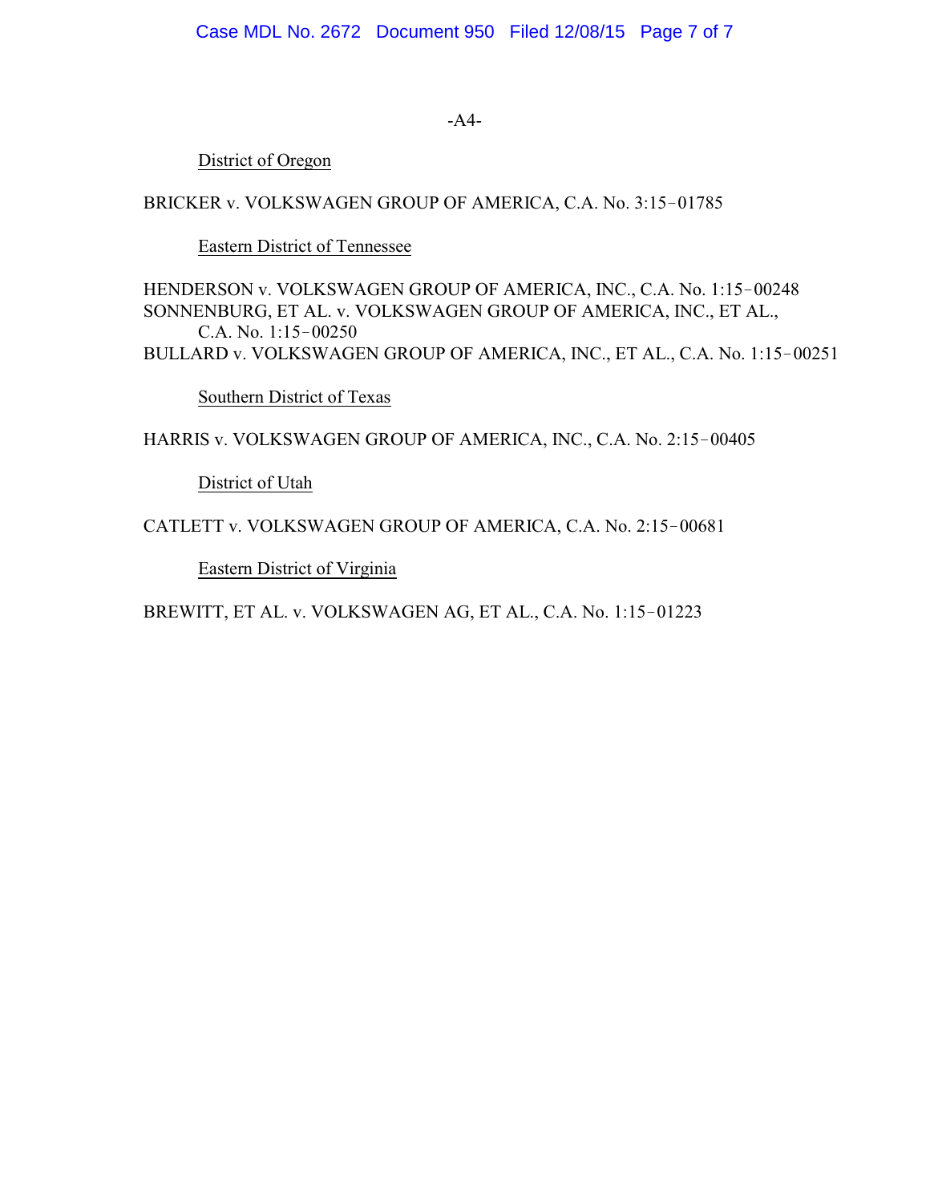-A4-

District of Oregon

BRICKER v. VOLKSWAGEN GROUP OF AMERICA, C.A. No. 3:15‑01785

Eastern District of Tennessee

HENDERSON v. VOLKSWAGEN GROUP OF AMERICA, INC., C.A. No. 1:15‑00248
SONNENBURG, ET AL. v. VOLKSWAGEN GROUP OF AMERICA, INC., ET AL., C.A. No. 1:15‑00250
BULLARD v. VOLKSWAGEN GROUP OF AMERICA, INC., ET AL., C.A. No. 1:15‑00251

Southern District of Texas

HARRIS v. VOLKSWAGEN GROUP OF AMERICA, INC., C.A. No. 2:15‑00405

District of Utah

CATLETT v. VOLKSWAGEN GROUP OF AMERICA, C.A. No. 2:15‑00681

Eastern District of Virginia

BREWITT, ET AL. v. VOLKSWAGEN AG, ET AL., C.A. No. 1:15‑01223